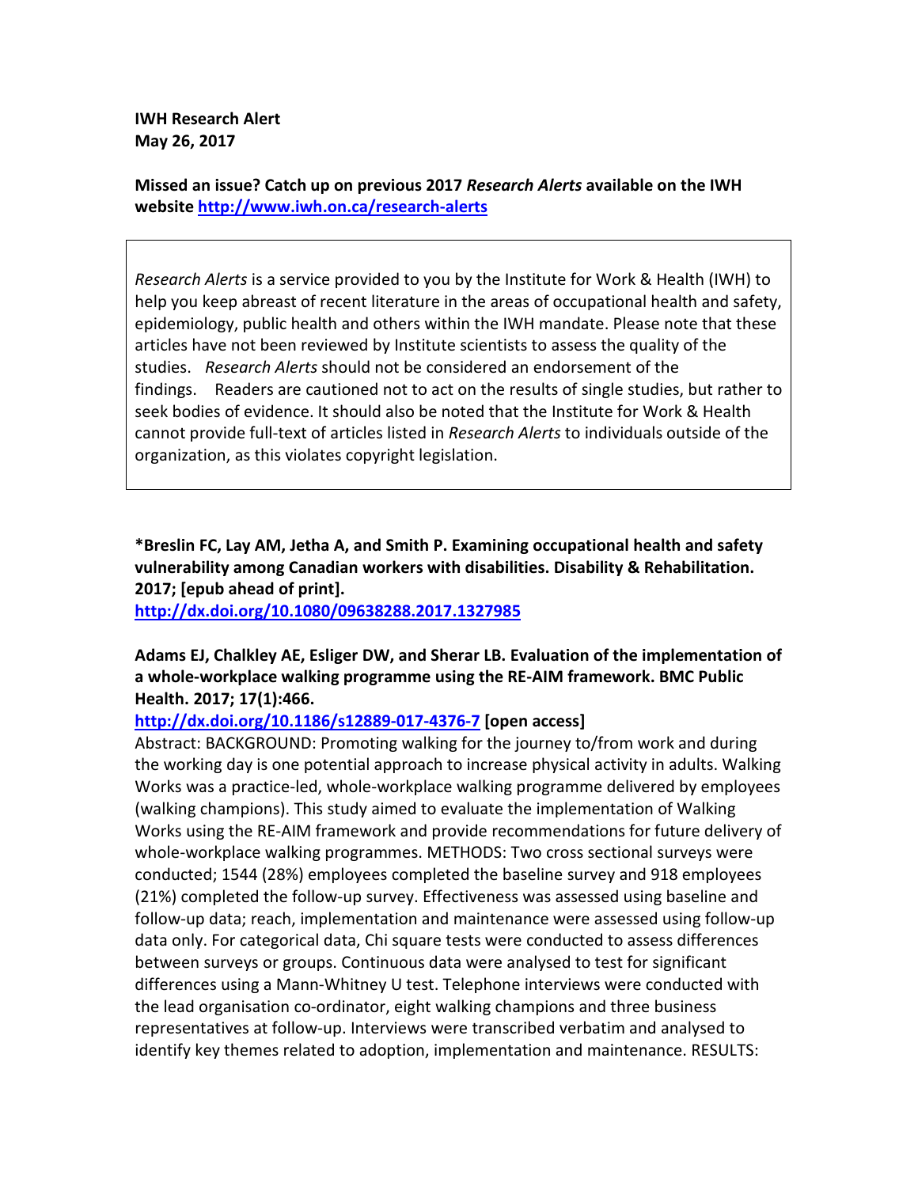**IWH Research Alert**
**May 26, 2017**

**Missed an issue? Catch up on previous 2017 *Research Alerts* available on the IWH website [http://www.iwh.on.ca/research-alerts](http://www.iwh.on.ca/research-alerts)**

> *Research Alerts* is a service provided to you by the Institute for Work & Health (IWH) to help you keep abreast of recent literature in the areas of occupational health and safety, epidemiology, public health and others within the IWH mandate. Please note that these articles have not been reviewed by Institute scientists to assess the quality of the studies. *Research Alerts* should not be considered an endorsement of the findings. Readers are cautioned not to act on the results of single studies, but rather to seek bodies of evidence. It should also be noted that the Institute for Work & Health cannot provide full-text of articles listed in *Research Alerts* to individuals outside of the organization, as this violates copyright legislation.

**\*Breslin FC, Lay AM, Jetha A, and Smith P. Examining occupational health and safety vulnerability among Canadian workers with disabilities. Disability & Rehabilitation. 2017; [epub ahead of print].**
[http://dx.doi.org/10.1080/09638288.2017.1327985](http://dx.doi.org/10.1080/09638288.2017.1327985)

**Adams EJ, Chalkley AE, Esliger DW, and Sherar LB. Evaluation of the implementation of a whole-workplace walking programme using the RE-AIM framework. BMC Public Health. 2017; 17(1):466.**
[http://dx.doi.org/10.1186/s12889-017-4376-7](http://dx.doi.org/10.1186/s12889-017-4376-7) **[open access]**
Abstract: BACKGROUND: Promoting walking for the journey to/from work and during the working day is one potential approach to increase physical activity in adults. Walking Works was a practice-led, whole-workplace walking programme delivered by employees (walking champions). This study aimed to evaluate the implementation of Walking Works using the RE-AIM framework and provide recommendations for future delivery of whole-workplace walking programmes. METHODS: Two cross sectional surveys were conducted; 1544 (28%) employees completed the baseline survey and 918 employees (21%) completed the follow-up survey. Effectiveness was assessed using baseline and follow-up data; reach, implementation and maintenance were assessed using follow-up data only. For categorical data, Chi square tests were conducted to assess differences between surveys or groups. Continuous data were analysed to test for significant differences using a Mann-Whitney U test. Telephone interviews were conducted with the lead organisation co-ordinator, eight walking champions and three business representatives at follow-up. Interviews were transcribed verbatim and analysed to identify key themes related to adoption, implementation and maintenance. RESULTS: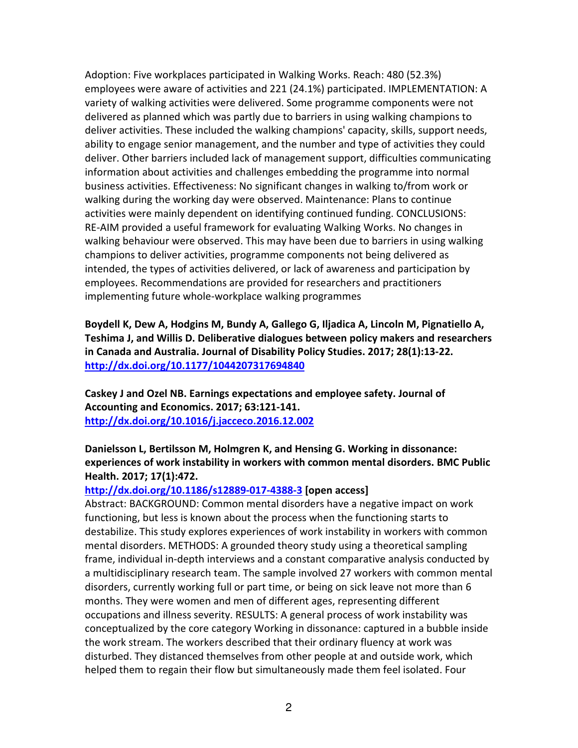Adoption: Five workplaces participated in Walking Works. Reach: 480 (52.3%) employees were aware of activities and 221 (24.1%) participated. IMPLEMENTATION: A variety of walking activities were delivered. Some programme components were not delivered as planned which was partly due to barriers in using walking champions to deliver activities. These included the walking champions' capacity, skills, support needs, ability to engage senior management, and the number and type of activities they could deliver. Other barriers included lack of management support, difficulties communicating information about activities and challenges embedding the programme into normal business activities. Effectiveness: No significant changes in walking to/from work or walking during the working day were observed. Maintenance: Plans to continue activities were mainly dependent on identifying continued funding. CONCLUSIONS: RE-AIM provided a useful framework for evaluating Walking Works. No changes in walking behaviour were observed. This may have been due to barriers in using walking champions to deliver activities, programme components not being delivered as intended, the types of activities delivered, or lack of awareness and participation by employees. Recommendations are provided for researchers and practitioners implementing future whole-workplace walking programmes

**Boydell K, Dew A, Hodgins M, Bundy A, Gallego G, Iljadica A, Lincoln M, Pignatiello A, Teshima J, and Willis D. Deliberative dialogues between policy makers and researchers in Canada and Australia. Journal of Disability Policy Studies. 2017; 28(1):13-22.**
**http://dx.doi.org/10.1177/1044207317694840**

**Caskey J and Ozel NB. Earnings expectations and employee safety. Journal of Accounting and Economics. 2017; 63:121-141.**
**http://dx.doi.org/10.1016/j.jacceco.2016.12.002**

**Danielsson L, Bertilsson M, Holmgren K, and Hensing G. Working in dissonance: experiences of work instability in workers with common mental disorders. BMC Public Health. 2017; 17(1):472.**
**http://dx.doi.org/10.1186/s12889-017-4388-3 [open access]**
Abstract: BACKGROUND: Common mental disorders have a negative impact on work functioning, but less is known about the process when the functioning starts to destabilize. This study explores experiences of work instability in workers with common mental disorders. METHODS: A grounded theory study using a theoretical sampling frame, individual in-depth interviews and a constant comparative analysis conducted by a multidisciplinary research team. The sample involved 27 workers with common mental disorders, currently working full or part time, or being on sick leave not more than 6 months. They were women and men of different ages, representing different occupations and illness severity. RESULTS: A general process of work instability was conceptualized by the core category Working in dissonance: captured in a bubble inside the work stream. The workers described that their ordinary fluency at work was disturbed. They distanced themselves from other people at and outside work, which helped them to regain their flow but simultaneously made them feel isolated. Four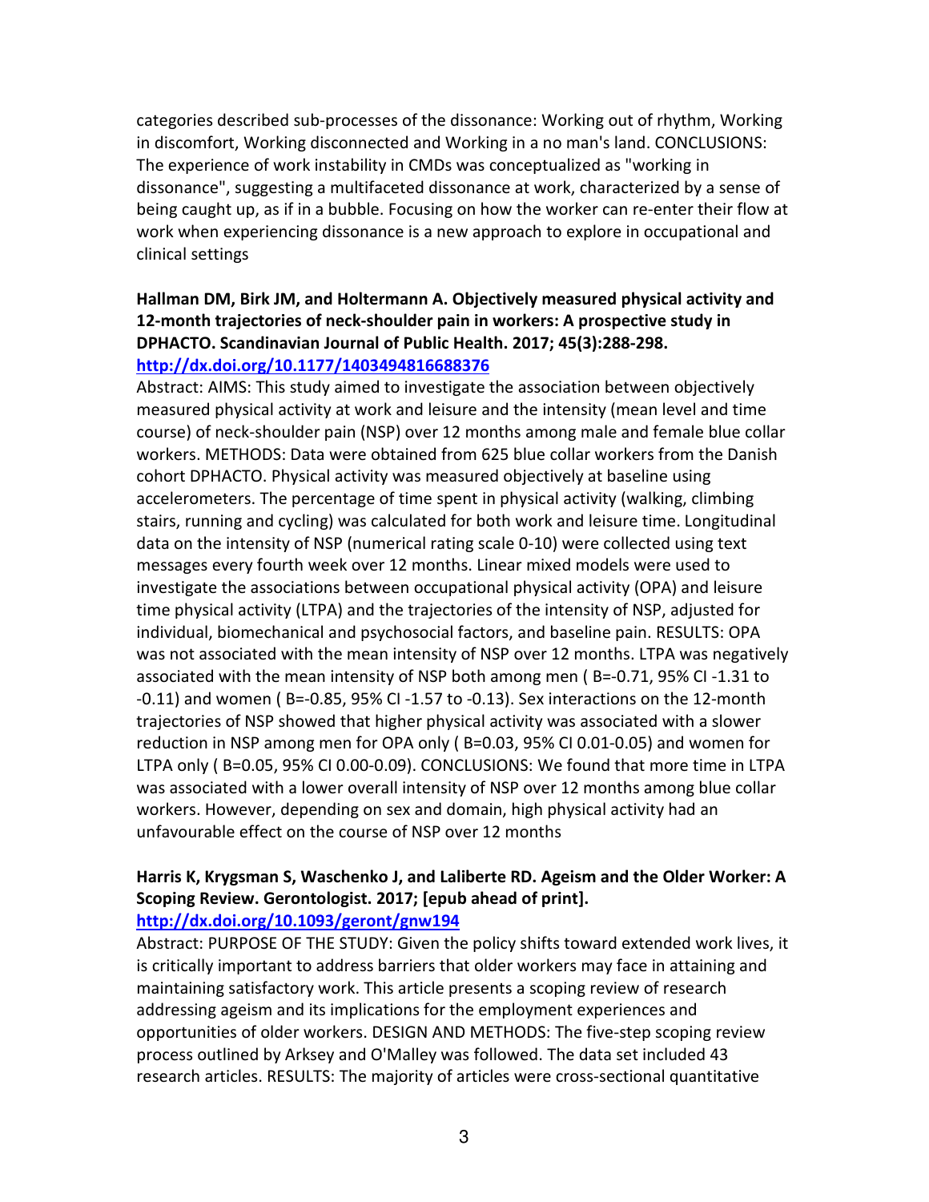categories described sub-processes of the dissonance: Working out of rhythm, Working in discomfort, Working disconnected and Working in a no man's land. CONCLUSIONS: The experience of work instability in CMDs was conceptualized as "working in dissonance", suggesting a multifaceted dissonance at work, characterized by a sense of being caught up, as if in a bubble. Focusing on how the worker can re-enter their flow at work when experiencing dissonance is a new approach to explore in occupational and clinical settings

**Hallman DM, Birk JM, and Holtermann A. Objectively measured physical activity and 12-month trajectories of neck-shoulder pain in workers: A prospective study in DPHACTO. Scandinavian Journal of Public Health. 2017; 45(3):288-298.**
**http://dx.doi.org/10.1177/1403494816688376**

Abstract: AIMS: This study aimed to investigate the association between objectively measured physical activity at work and leisure and the intensity (mean level and time course) of neck-shoulder pain (NSP) over 12 months among male and female blue collar workers. METHODS: Data were obtained from 625 blue collar workers from the Danish cohort DPHACTO. Physical activity was measured objectively at baseline using accelerometers. The percentage of time spent in physical activity (walking, climbing stairs, running and cycling) was calculated for both work and leisure time. Longitudinal data on the intensity of NSP (numerical rating scale 0-10) were collected using text messages every fourth week over 12 months. Linear mixed models were used to investigate the associations between occupational physical activity (OPA) and leisure time physical activity (LTPA) and the trajectories of the intensity of NSP, adjusted for individual, biomechanical and psychosocial factors, and baseline pain. RESULTS: OPA was not associated with the mean intensity of NSP over 12 months. LTPA was negatively associated with the mean intensity of NSP both among men ( B=-0.71, 95% CI -1.31 to -0.11) and women ( B=-0.85, 95% CI -1.57 to -0.13). Sex interactions on the 12-month trajectories of NSP showed that higher physical activity was associated with a slower reduction in NSP among men for OPA only ( B=0.03, 95% CI 0.01-0.05) and women for LTPA only ( B=0.05, 95% CI 0.00-0.09). CONCLUSIONS: We found that more time in LTPA was associated with a lower overall intensity of NSP over 12 months among blue collar workers. However, depending on sex and domain, high physical activity had an unfavourable effect on the course of NSP over 12 months

**Harris K, Krygsman S, Waschenko J, and Laliberte RD. Ageism and the Older Worker: A Scoping Review. Gerontologist. 2017; [epub ahead of print].**
**http://dx.doi.org/10.1093/geront/gnw194**

Abstract: PURPOSE OF THE STUDY: Given the policy shifts toward extended work lives, it is critically important to address barriers that older workers may face in attaining and maintaining satisfactory work. This article presents a scoping review of research addressing ageism and its implications for the employment experiences and opportunities of older workers. DESIGN AND METHODS: The five-step scoping review process outlined by Arksey and O'Malley was followed. The data set included 43 research articles. RESULTS: The majority of articles were cross-sectional quantitative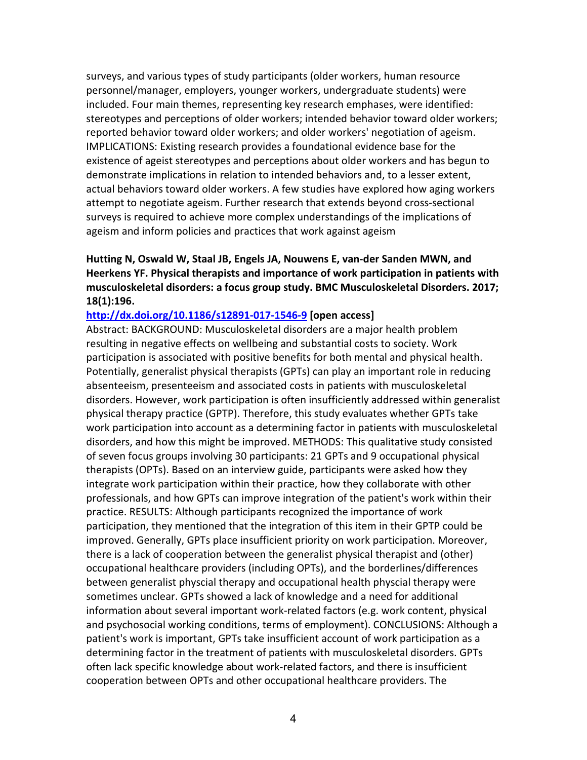surveys, and various types of study participants (older workers, human resource personnel/manager, employers, younger workers, undergraduate students) were included. Four main themes, representing key research emphases, were identified: stereotypes and perceptions of older workers; intended behavior toward older workers; reported behavior toward older workers; and older workers' negotiation of ageism. IMPLICATIONS: Existing research provides a foundational evidence base for the existence of ageist stereotypes and perceptions about older workers and has begun to demonstrate implications in relation to intended behaviors and, to a lesser extent, actual behaviors toward older workers. A few studies have explored how aging workers attempt to negotiate ageism. Further research that extends beyond cross-sectional surveys is required to achieve more complex understandings of the implications of ageism and inform policies and practices that work against ageism

**Hutting N, Oswald W, Staal JB, Engels JA, Nouwens E, van-der Sanden MWN, and Heerkens YF. Physical therapists and importance of work participation in patients with musculoskeletal disorders: a focus group study. BMC Musculoskeletal Disorders. 2017; 18(1):196.**

**http://dx.doi.org/10.1186/s12891-017-1546-9 [open access]**

Abstract: BACKGROUND: Musculoskeletal disorders are a major health problem resulting in negative effects on wellbeing and substantial costs to society. Work participation is associated with positive benefits for both mental and physical health. Potentially, generalist physical therapists (GPTs) can play an important role in reducing absenteeism, presenteeism and associated costs in patients with musculoskeletal disorders. However, work participation is often insufficiently addressed within generalist physical therapy practice (GPTP). Therefore, this study evaluates whether GPTs take work participation into account as a determining factor in patients with musculoskeletal disorders, and how this might be improved. METHODS: This qualitative study consisted of seven focus groups involving 30 participants: 21 GPTs and 9 occupational physical therapists (OPTs). Based on an interview guide, participants were asked how they integrate work participation within their practice, how they collaborate with other professionals, and how GPTs can improve integration of the patient's work within their practice. RESULTS: Although participants recognized the importance of work participation, they mentioned that the integration of this item in their GPTP could be improved. Generally, GPTs place insufficient priority on work participation. Moreover, there is a lack of cooperation between the generalist physical therapist and (other) occupational healthcare providers (including OPTs), and the borderlines/differences between generalist physcial therapy and occupational health physcial therapy were sometimes unclear. GPTs showed a lack of knowledge and a need for additional information about several important work-related factors (e.g. work content, physical and psychosocial working conditions, terms of employment). CONCLUSIONS: Although a patient's work is important, GPTs take insufficient account of work participation as a determining factor in the treatment of patients with musculoskeletal disorders. GPTs often lack specific knowledge about work-related factors, and there is insufficient cooperation between OPTs and other occupational healthcare providers. The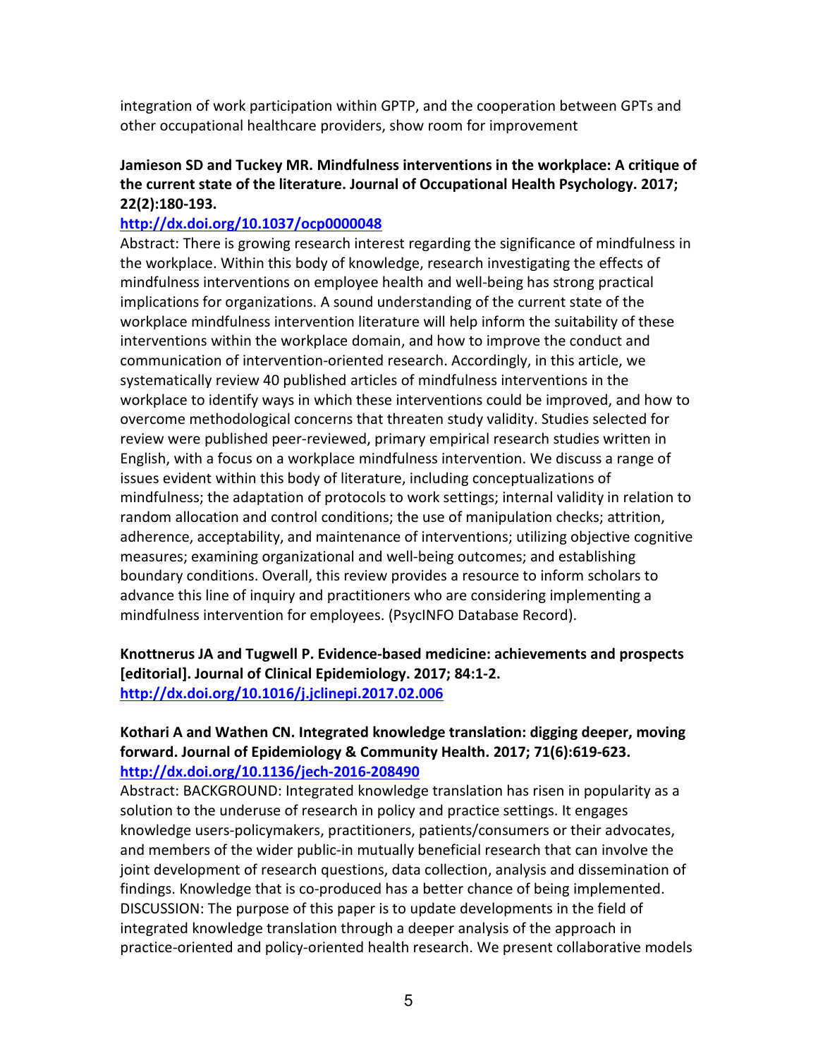integration of work participation within GPTP, and the cooperation between GPTs and other occupational healthcare providers, show room for improvement

**Jamieson SD and Tuckey MR. Mindfulness interventions in the workplace: A critique of the current state of the literature. Journal of Occupational Health Psychology. 2017; 22(2):180-193.**
**http://dx.doi.org/10.1037/ocp0000048**
Abstract: There is growing research interest regarding the significance of mindfulness in the workplace. Within this body of knowledge, research investigating the effects of mindfulness interventions on employee health and well-being has strong practical implications for organizations. A sound understanding of the current state of the workplace mindfulness intervention literature will help inform the suitability of these interventions within the workplace domain, and how to improve the conduct and communication of intervention-oriented research. Accordingly, in this article, we systematically review 40 published articles of mindfulness interventions in the workplace to identify ways in which these interventions could be improved, and how to overcome methodological concerns that threaten study validity. Studies selected for review were published peer-reviewed, primary empirical research studies written in English, with a focus on a workplace mindfulness intervention. We discuss a range of issues evident within this body of literature, including conceptualizations of mindfulness; the adaptation of protocols to work settings; internal validity in relation to random allocation and control conditions; the use of manipulation checks; attrition, adherence, acceptability, and maintenance of interventions; utilizing objective cognitive measures; examining organizational and well-being outcomes; and establishing boundary conditions. Overall, this review provides a resource to inform scholars to advance this line of inquiry and practitioners who are considering implementing a mindfulness intervention for employees. (PsycINFO Database Record).

**Knottnerus JA and Tugwell P. Evidence-based medicine: achievements and prospects [editorial]. Journal of Clinical Epidemiology. 2017; 84:1-2.**
**http://dx.doi.org/10.1016/j.jclinepi.2017.02.006**

**Kothari A and Wathen CN. Integrated knowledge translation: digging deeper, moving forward. Journal of Epidemiology & Community Health. 2017; 71(6):619-623.**
**http://dx.doi.org/10.1136/jech-2016-208490**
Abstract: BACKGROUND: Integrated knowledge translation has risen in popularity as a solution to the underuse of research in policy and practice settings. It engages knowledge users-policymakers, practitioners, patients/consumers or their advocates, and members of the wider public-in mutually beneficial research that can involve the joint development of research questions, data collection, analysis and dissemination of findings. Knowledge that is co-produced has a better chance of being implemented. DISCUSSION: The purpose of this paper is to update developments in the field of integrated knowledge translation through a deeper analysis of the approach in practice-oriented and policy-oriented health research. We present collaborative models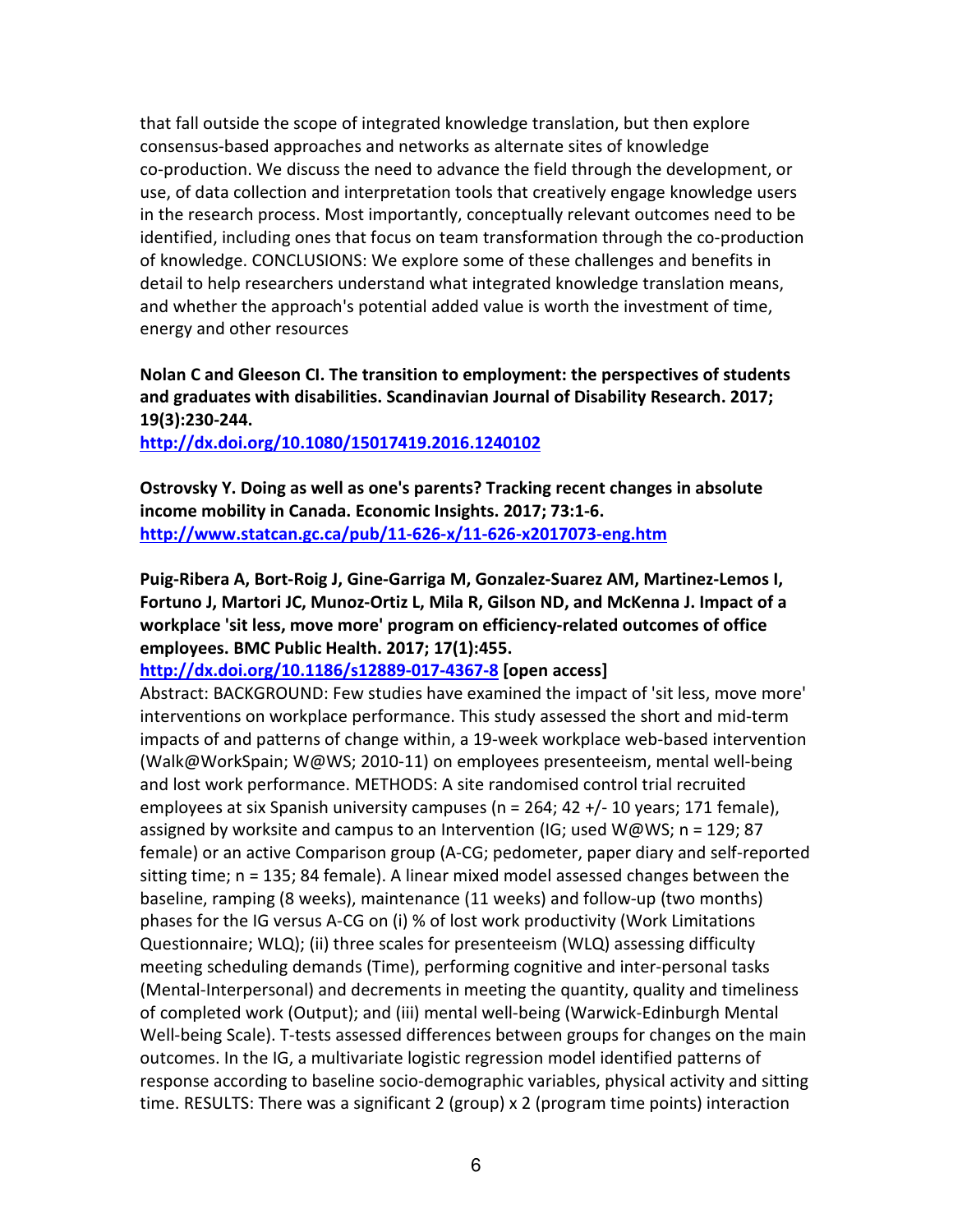that fall outside the scope of integrated knowledge translation, but then explore consensus-based approaches and networks as alternate sites of knowledge co-production. We discuss the need to advance the field through the development, or use, of data collection and interpretation tools that creatively engage knowledge users in the research process. Most importantly, conceptually relevant outcomes need to be identified, including ones that focus on team transformation through the co-production of knowledge. CONCLUSIONS: We explore some of these challenges and benefits in detail to help researchers understand what integrated knowledge translation means, and whether the approach's potential added value is worth the investment of time, energy and other resources

**Nolan C and Gleeson CI. The transition to employment: the perspectives of students and graduates with disabilities. Scandinavian Journal of Disability Research. 2017; 19(3):230-244.**
**http://dx.doi.org/10.1080/15017419.2016.1240102**

**Ostrovsky Y. Doing as well as one's parents? Tracking recent changes in absolute income mobility in Canada. Economic Insights. 2017; 73:1-6.**
**http://www.statcan.gc.ca/pub/11-626-x/11-626-x2017073-eng.htm**

**Puig-Ribera A, Bort-Roig J, Gine-Garriga M, Gonzalez-Suarez AM, Martinez-Lemos I, Fortuno J, Martori JC, Munoz-Ortiz L, Mila R, Gilson ND, and McKenna J. Impact of a workplace 'sit less, move more' program on efficiency-related outcomes of office employees. BMC Public Health. 2017; 17(1):455.**
**http://dx.doi.org/10.1186/s12889-017-4367-8 [open access]**
Abstract: BACKGROUND: Few studies have examined the impact of 'sit less, move more' interventions on workplace performance. This study assessed the short and mid-term impacts of and patterns of change within, a 19-week workplace web-based intervention (Walk@WorkSpain; W@WS; 2010-11) on employees presenteeism, mental well-being and lost work performance. METHODS: A site randomised control trial recruited employees at six Spanish university campuses (n = 264; 42 +/- 10 years; 171 female), assigned by worksite and campus to an Intervention (IG; used W@WS; n = 129; 87 female) or an active Comparison group (A-CG; pedometer, paper diary and self-reported sitting time; n = 135; 84 female). A linear mixed model assessed changes between the baseline, ramping (8 weeks), maintenance (11 weeks) and follow-up (two months) phases for the IG versus A-CG on (i) % of lost work productivity (Work Limitations Questionnaire; WLQ); (ii) three scales for presenteeism (WLQ) assessing difficulty meeting scheduling demands (Time), performing cognitive and inter-personal tasks (Mental-Interpersonal) and decrements in meeting the quantity, quality and timeliness of completed work (Output); and (iii) mental well-being (Warwick-Edinburgh Mental Well-being Scale). T-tests assessed differences between groups for changes on the main outcomes. In the IG, a multivariate logistic regression model identified patterns of response according to baseline socio-demographic variables, physical activity and sitting time. RESULTS: There was a significant 2 (group) x 2 (program time points) interaction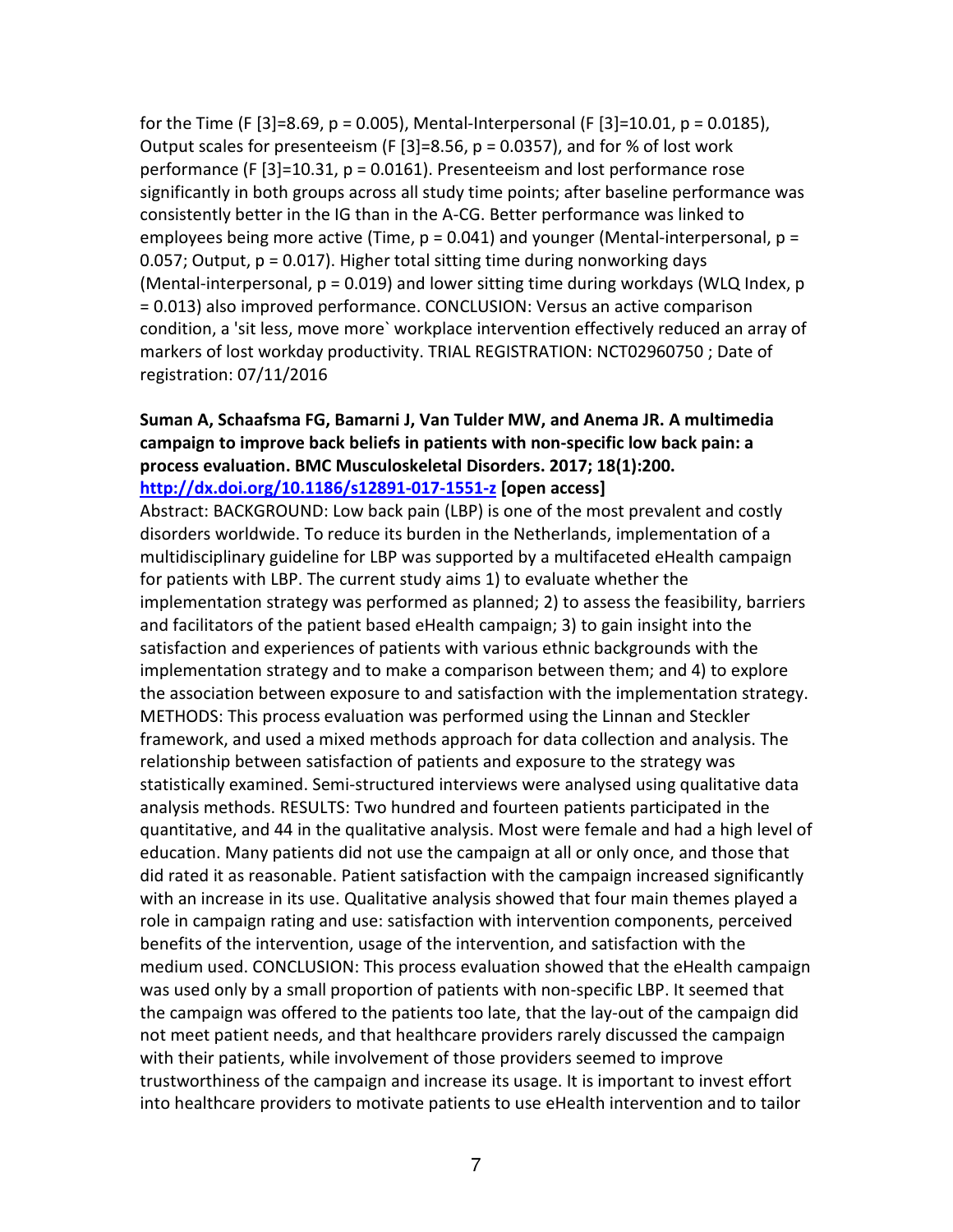for the Time ($F$ [3]=8.69, $p = 0.005$), Mental-Interpersonal ($F$ [3]=10.01, $p = 0.0185$), Output scales for presenteeism ($F$ [3]=8.56, $p = 0.0357$), and for % of lost work performance ($F$ [3]=10.31, $p = 0.0161$). Presenteeism and lost performance rose significantly in both groups across all study time points; after baseline performance was consistently better in the IG than in the A-CG. Better performance was linked to employees being more active (Time, $p = 0.041$) and younger (Mental-interpersonal, $p = 0.057$; Output, $p = 0.017$). Higher total sitting time during nonworking days (Mental-interpersonal, $p = 0.019$) and lower sitting time during workdays (WLQ Index, $p = 0.013$) also improved performance. CONCLUSION: Versus an active comparison condition, a 'sit less, move more` workplace intervention effectively reduced an array of markers of lost workday productivity. TRIAL REGISTRATION: NCT02960750 ; Date of registration: 07/11/2016

**Suman A, Schaafsma FG, Bamarni J, Van Tulder MW, and Anema JR. A multimedia campaign to improve back beliefs in patients with non-specific low back pain: a process evaluation. BMC Musculoskeletal Disorders. 2017; 18(1):200. [http://dx.doi.org/10.1186/s12891-017-1551-z](http://dx.doi.org/10.1186/s12891-017-1551-z) [open access]**

Abstract: BACKGROUND: Low back pain (LBP) is one of the most prevalent and costly disorders worldwide. To reduce its burden in the Netherlands, implementation of a multidisciplinary guideline for LBP was supported by a multifaceted eHealth campaign for patients with LBP. The current study aims 1) to evaluate whether the implementation strategy was performed as planned; 2) to assess the feasibility, barriers and facilitators of the patient based eHealth campaign; 3) to gain insight into the satisfaction and experiences of patients with various ethnic backgrounds with the implementation strategy and to make a comparison between them; and 4) to explore the association between exposure to and satisfaction with the implementation strategy. METHODS: This process evaluation was performed using the Linnan and Steckler framework, and used a mixed methods approach for data collection and analysis. The relationship between satisfaction of patients and exposure to the strategy was statistically examined. Semi-structured interviews were analysed using qualitative data analysis methods. RESULTS: Two hundred and fourteen patients participated in the quantitative, and 44 in the qualitative analysis. Most were female and had a high level of education. Many patients did not use the campaign at all or only once, and those that did rated it as reasonable. Patient satisfaction with the campaign increased significantly with an increase in its use. Qualitative analysis showed that four main themes played a role in campaign rating and use: satisfaction with intervention components, perceived benefits of the intervention, usage of the intervention, and satisfaction with the medium used. CONCLUSION: This process evaluation showed that the eHealth campaign was used only by a small proportion of patients with non-specific LBP. It seemed that the campaign was offered to the patients too late, that the lay-out of the campaign did not meet patient needs, and that healthcare providers rarely discussed the campaign with their patients, while involvement of those providers seemed to improve trustworthiness of the campaign and increase its usage. It is important to invest effort into healthcare providers to motivate patients to use eHealth intervention and to tailor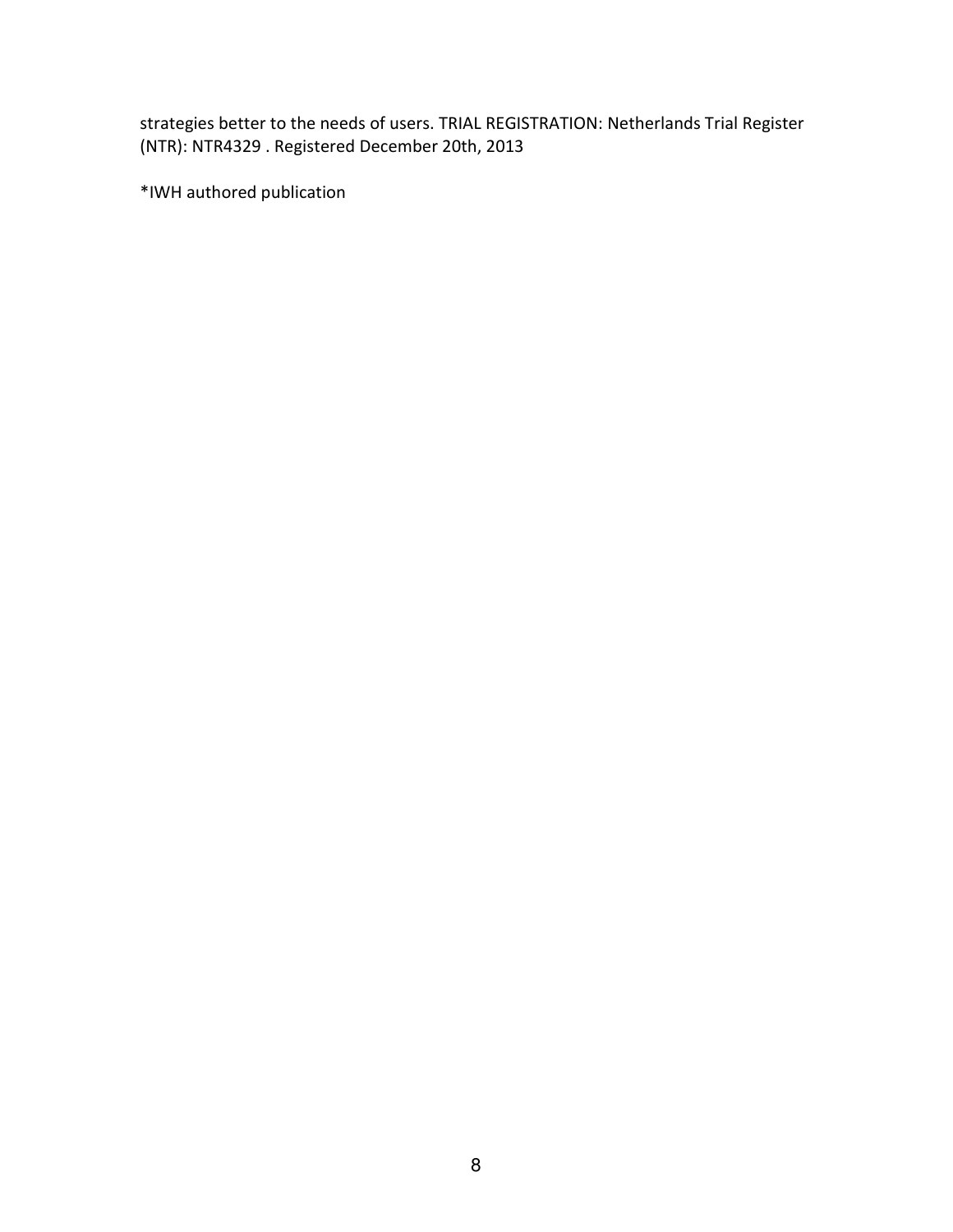strategies better to the needs of users. TRIAL REGISTRATION: Netherlands Trial Register (NTR): NTR4329 . Registered December 20th, 2013

*IWH authored publication